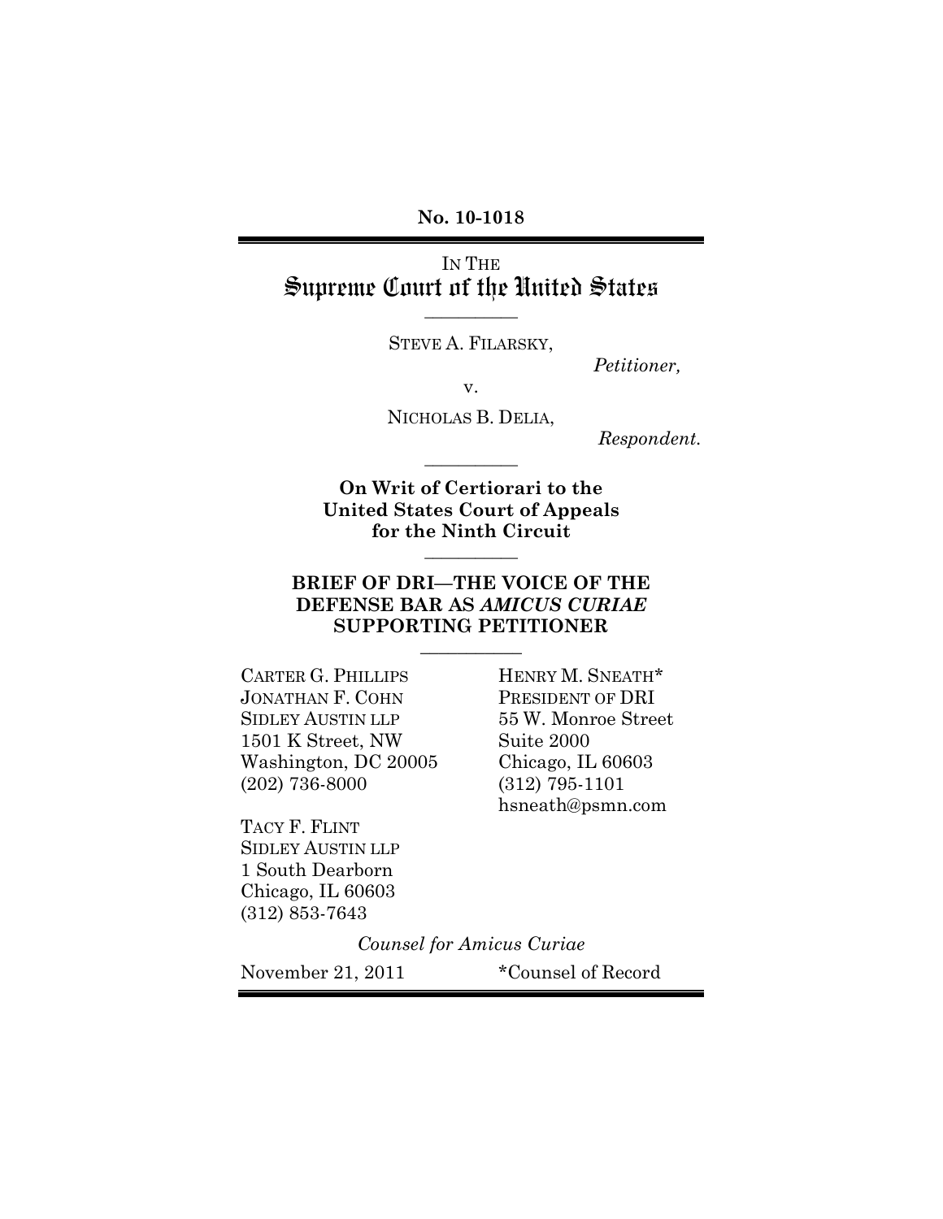**No. 10-1018**

---

IN THE

# Supreme Court of the United States

---

STEVE A. FILARSKY,

*Petitioner,*

v.

NICHOLAS B. DELIA,

*Respondent.*

---

**On Writ of Certiorari to the United States Court of Appeals for the Ninth Circuit**

---

## BRIEF OF DRI—THE VOICE OF THE DEFENSE BAR AS *AMICUS CURIAE* SUPPORTING PETITIONER

---

CARTER G. PHILLIPS
JONATHAN F. COHN
SIDLEY AUSTIN LLP
1501 K Street, NW
Washington, DC 20005
(202) 736-8000

TACY F. FLINT
SIDLEY AUSTIN LLP
1 South Dearborn
Chicago, IL 60603
(312) 853-7643

HENRY M. SNEATH*
PRESIDENT OF DRI
55 W. Monroe Street
Suite 2000
Chicago, IL 60603
(312) 795-1101
hsneath@psmn.com

*Counsel for Amicus Curiae*

November 21, 2011

*Counsel of Record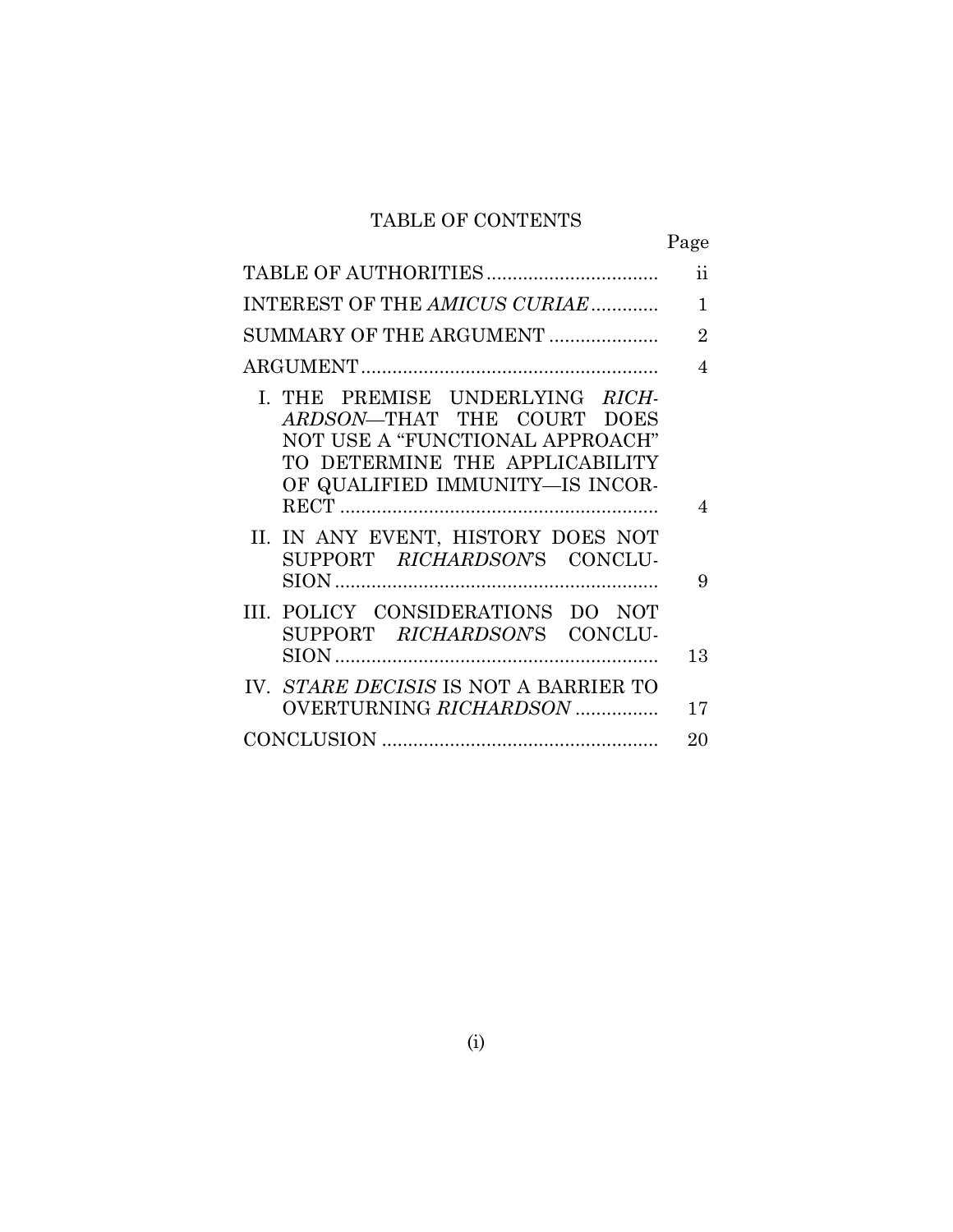# TABLE OF CONTENTS

| | Page |
|---|---|
| TABLE OF AUTHORITIES | ii |
| INTEREST OF THE *AMICUS CURIAE* | 1 |
| SUMMARY OF THE ARGUMENT | 2 |
| ARGUMENT | 4 |
| I. THE PREMISE UNDERLYING *RICHARDSON*—THAT THE COURT DOES NOT USE A "FUNCTIONAL APPROACH" TO DETERMINE THE APPLICABILITY OF QUALIFIED IMMUNITY—IS INCORRECT | 4 |
| II. IN ANY EVENT, HISTORY DOES NOT SUPPORT *RICHARDSON*'S CONCLUSION | 9 |
| III. POLICY CONSIDERATIONS DO NOT SUPPORT *RICHARDSON*'S CONCLUSION | 13 |
| IV. *STARE DECISIS* IS NOT A BARRIER TO OVERTURNING *RICHARDSON* | 17 |
| CONCLUSION | 20 |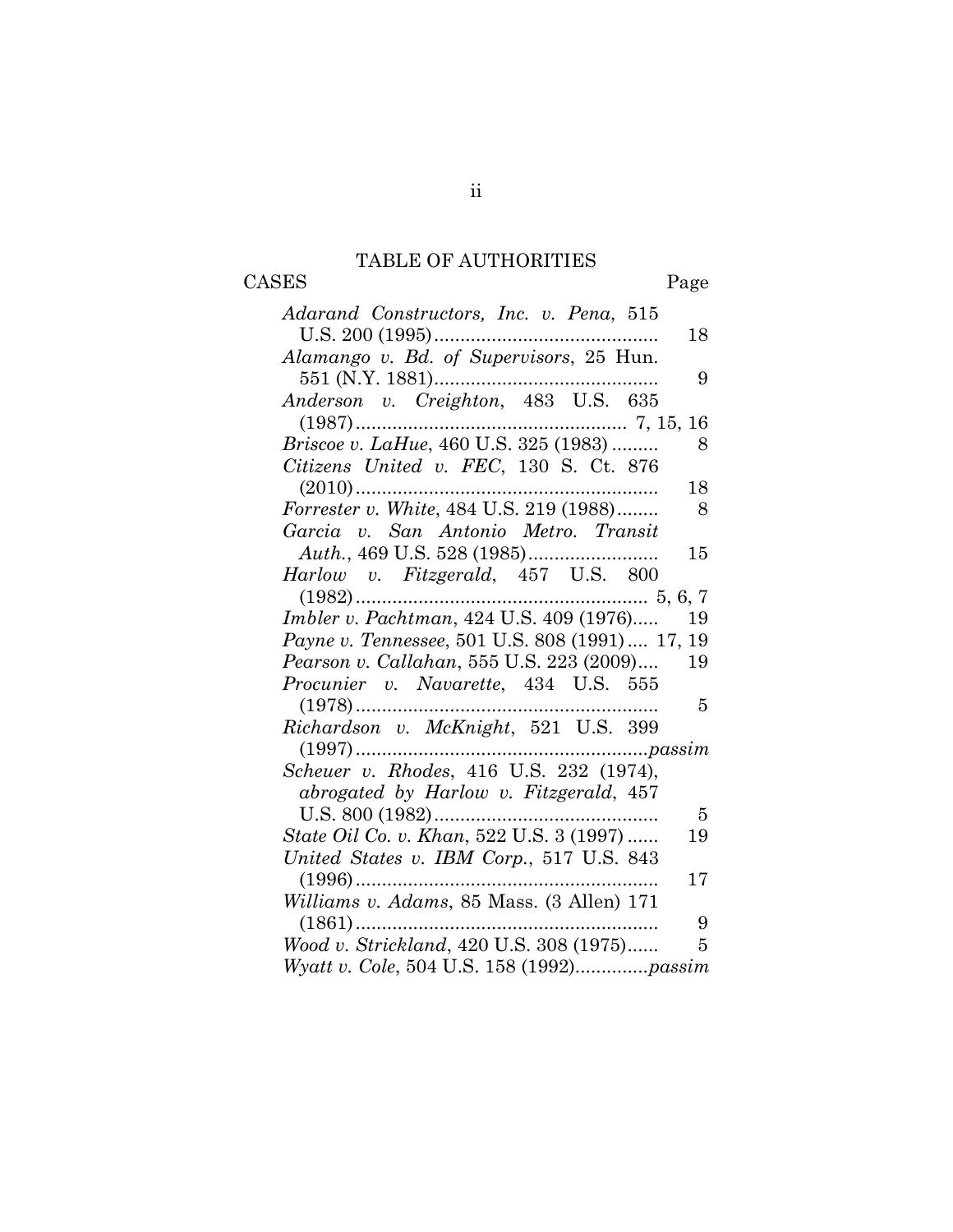# TABLE OF AUTHORITIES

CASES | Page
---|---
*Adarand Constructors, Inc. v. Pena*, 515 U.S. 200 (1995) | 18
*Alamango v. Bd. of Supervisors*, 25 Hun. 551 (N.Y. 1881) | 9
*Anderson v. Creighton*, 483 U.S. 635 (1987) | 7, 15, 16
*Briscoe v. LaHue*, 460 U.S. 325 (1983) | 8
*Citizens United v. FEC*, 130 S. Ct. 876 (2010) | 18
*Forrester v. White*, 484 U.S. 219 (1988) | 8
*Garcia v. San Antonio Metro. Transit Auth.*, 469 U.S. 528 (1985) | 15
*Harlow v. Fitzgerald*, 457 U.S. 800 (1982) | 5, 6, 7
*Imbler v. Pachtman*, 424 U.S. 409 (1976) | 19
*Payne v. Tennessee*, 501 U.S. 808 (1991) | 17, 19
*Pearson v. Callahan*, 555 U.S. 223 (2009) | 19
*Procunier v. Navarette*, 434 U.S. 555 (1978) | 5
*Richardson v. McKnight*, 521 U.S. 399 (1997) | *passim*
*Scheuer v. Rhodes*, 416 U.S. 232 (1974), *abrogated by Harlow v. Fitzgerald*, 457 U.S. 800 (1982) | 5
*State Oil Co. v. Khan*, 522 U.S. 3 (1997) | 19
*United States v. IBM Corp.*, 517 U.S. 843 (1996) | 17
*Williams v. Adams*, 85 Mass. (3 Allen) 171 (1861) | 9
*Wood v. Strickland*, 420 U.S. 308 (1975) | 5
*Wyatt v. Cole*, 504 U.S. 158 (1992) | *passim*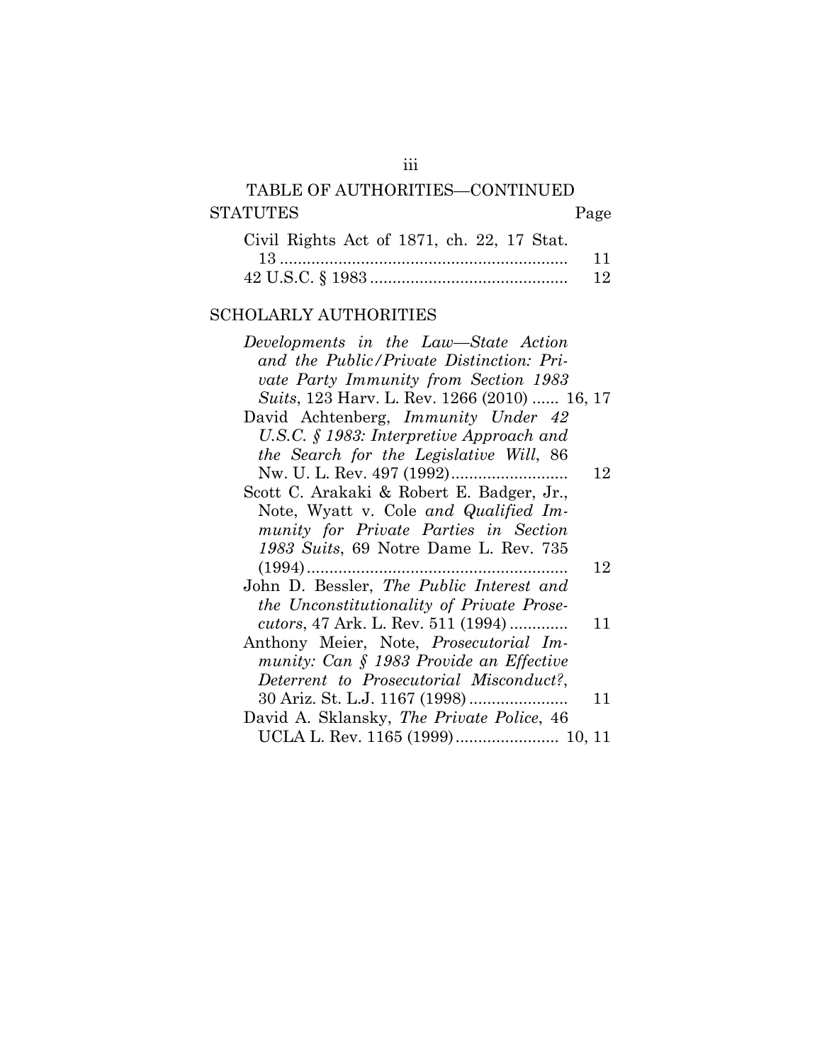## TABLE OF AUTHORITIES—CONTINUED

### STATUTES

| | Page |
|---|---|
| Civil Rights Act of 1871, ch. 22, 17 Stat. 13 | 11 |
| 42 U.S.C. § 1983 | 12 |

### SCHOLARLY AUTHORITIES

| | |
|---|---|
| *Developments in the Law—State Action and the Public/Private Distinction: Private Party Immunity from Section 1983 Suits*, 123 Harv. L. Rev. 1266 (2010) | 16, 17 |
| David Achtenberg, *Immunity Under 42 U.S.C. § 1983: Interpretive Approach and the Search for the Legislative Will*, 86 Nw. U. L. Rev. 497 (1992) | 12 |
| Scott C. Arakaki & Robert E. Badger, Jr., Note, Wyatt v. Cole *and Qualified Immunity for Private Parties in Section 1983 Suits*, 69 Notre Dame L. Rev. 735 (1994) | 12 |
| John D. Bessler, *The Public Interest and the Unconstitutionality of Private Prosecutors*, 47 Ark. L. Rev. 511 (1994) | 11 |
| Anthony Meier, Note, *Prosecutorial Immunity: Can § 1983 Provide an Effective Deterrent to Prosecutorial Misconduct?*, 30 Ariz. St. L.J. 1167 (1998) | 11 |
| David A. Sklansky, *The Private Police*, 46 UCLA L. Rev. 1165 (1999) | 10, 11 |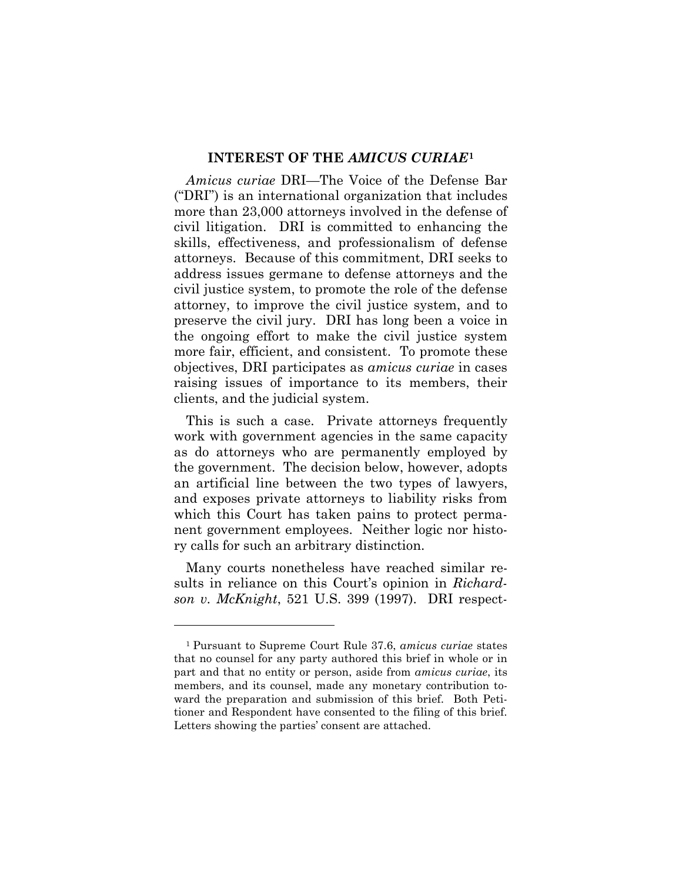## INTEREST OF THE *AMICUS CURIAE*[1]

*Amicus curiae* DRI—The Voice of the Defense Bar ("DRI") is an international organization that includes more than 23,000 attorneys involved in the defense of civil litigation. DRI is committed to enhancing the skills, effectiveness, and professionalism of defense attorneys. Because of this commitment, DRI seeks to address issues germane to defense attorneys and the civil justice system, to promote the role of the defense attorney, to improve the civil justice system, and to preserve the civil jury. DRI has long been a voice in the ongoing effort to make the civil justice system more fair, efficient, and consistent. To promote these objectives, DRI participates as *amicus curiae* in cases raising issues of importance to its members, their clients, and the judicial system.

This is such a case. Private attorneys frequently work with government agencies in the same capacity as do attorneys who are permanently employed by the government. The decision below, however, adopts an artificial line between the two types of lawyers, and exposes private attorneys to liability risks from which this Court has taken pains to protect permanent government employees. Neither logic nor history calls for such an arbitrary distinction.

Many courts nonetheless have reached similar results in reliance on this Court's opinion in *Richardson v. McKnight*, 521 U.S. 399 (1997). DRI respect-

---

[1] Pursuant to Supreme Court Rule 37.6, *amicus curiae* states that no counsel for any party authored this brief in whole or in part and that no entity or person, aside from *amicus curiae*, its members, and its counsel, made any monetary contribution toward the preparation and submission of this brief. Both Petitioner and Respondent have consented to the filing of this brief. Letters showing the parties' consent are attached.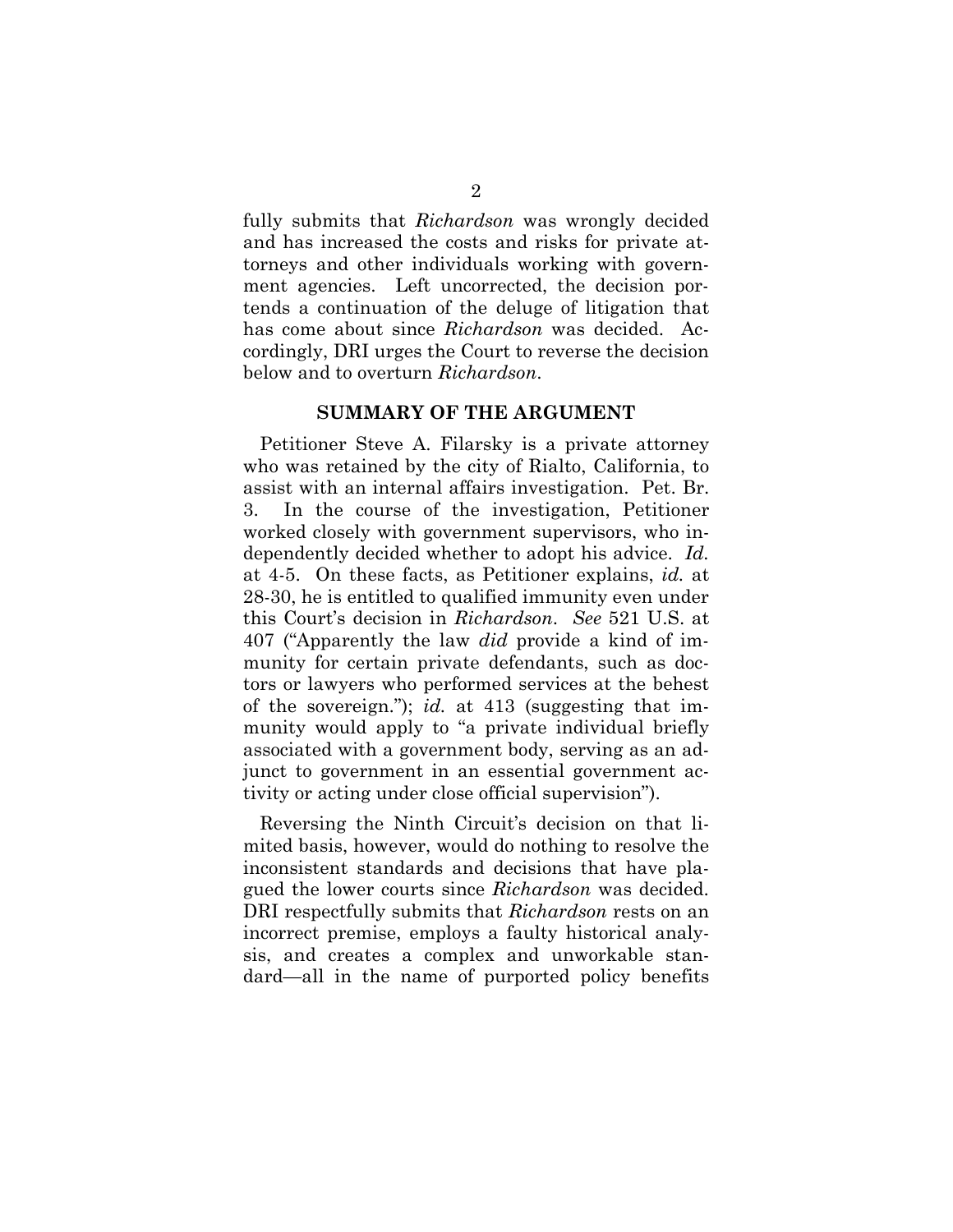fully submits that *Richardson* was wrongly decided and has increased the costs and risks for private attorneys and other individuals working with government agencies. Left uncorrected, the decision portends a continuation of the deluge of litigation that has come about since *Richardson* was decided. Accordingly, DRI urges the Court to reverse the decision below and to overturn *Richardson*.

## SUMMARY OF THE ARGUMENT

Petitioner Steve A. Filarsky is a private attorney who was retained by the city of Rialto, California, to assist with an internal affairs investigation. Pet. Br. 3. In the course of the investigation, Petitioner worked closely with government supervisors, who independently decided whether to adopt his advice. *Id.* at 4-5. On these facts, as Petitioner explains, *id.* at 28-30, he is entitled to qualified immunity even under this Court's decision in *Richardson*. *See* 521 U.S. at 407 ("Apparently the law *did* provide a kind of immunity for certain private defendants, such as doctors or lawyers who performed services at the behest of the sovereign."); *id.* at 413 (suggesting that immunity would apply to "a private individual briefly associated with a government body, serving as an adjunct to government in an essential government activity or acting under close official supervision").

Reversing the Ninth Circuit's decision on that limited basis, however, would do nothing to resolve the inconsistent standards and decisions that have plagued the lower courts since *Richardson* was decided. DRI respectfully submits that *Richardson* rests on an incorrect premise, employs a faulty historical analysis, and creates a complex and unworkable standard—all in the name of purported policy benefits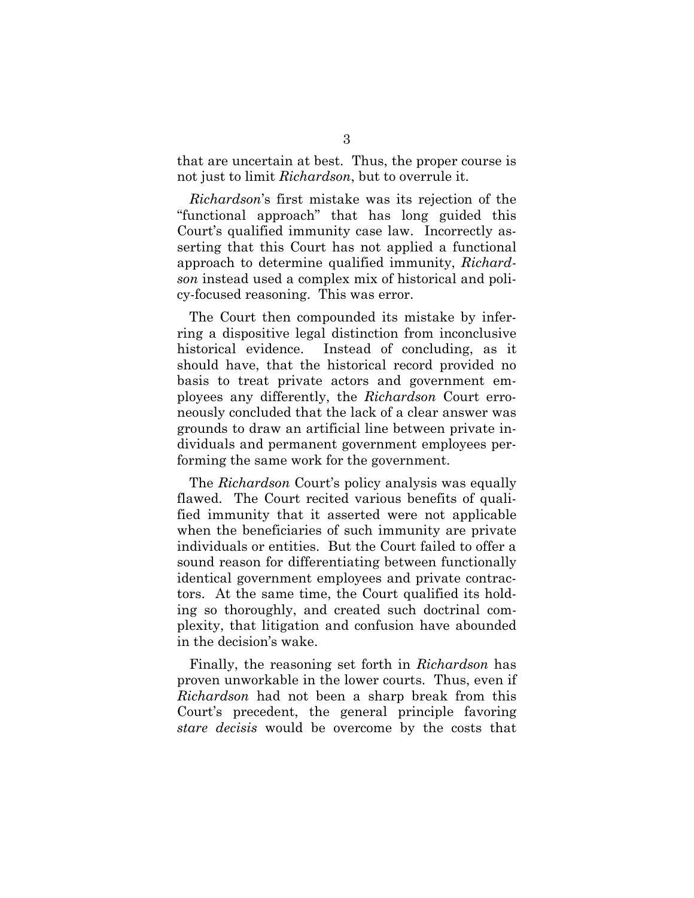that are uncertain at best. Thus, the proper course is not just to limit *Richardson*, but to overrule it.

*Richardson*'s first mistake was its rejection of the "functional approach" that has long guided this Court's qualified immunity case law. Incorrectly asserting that this Court has not applied a functional approach to determine qualified immunity, *Richardson* instead used a complex mix of historical and policy-focused reasoning. This was error.

The Court then compounded its mistake by inferring a dispositive legal distinction from inconclusive historical evidence. Instead of concluding, as it should have, that the historical record provided no basis to treat private actors and government employees any differently, the *Richardson* Court erroneously concluded that the lack of a clear answer was grounds to draw an artificial line between private individuals and permanent government employees performing the same work for the government.

The *Richardson* Court's policy analysis was equally flawed. The Court recited various benefits of qualified immunity that it asserted were not applicable when the beneficiaries of such immunity are private individuals or entities. But the Court failed to offer a sound reason for differentiating between functionally identical government employees and private contractors. At the same time, the Court qualified its holding so thoroughly, and created such doctrinal complexity, that litigation and confusion have abounded in the decision's wake.

Finally, the reasoning set forth in *Richardson* has proven unworkable in the lower courts. Thus, even if *Richardson* had not been a sharp break from this Court's precedent, the general principle favoring *stare decisis* would be overcome by the costs that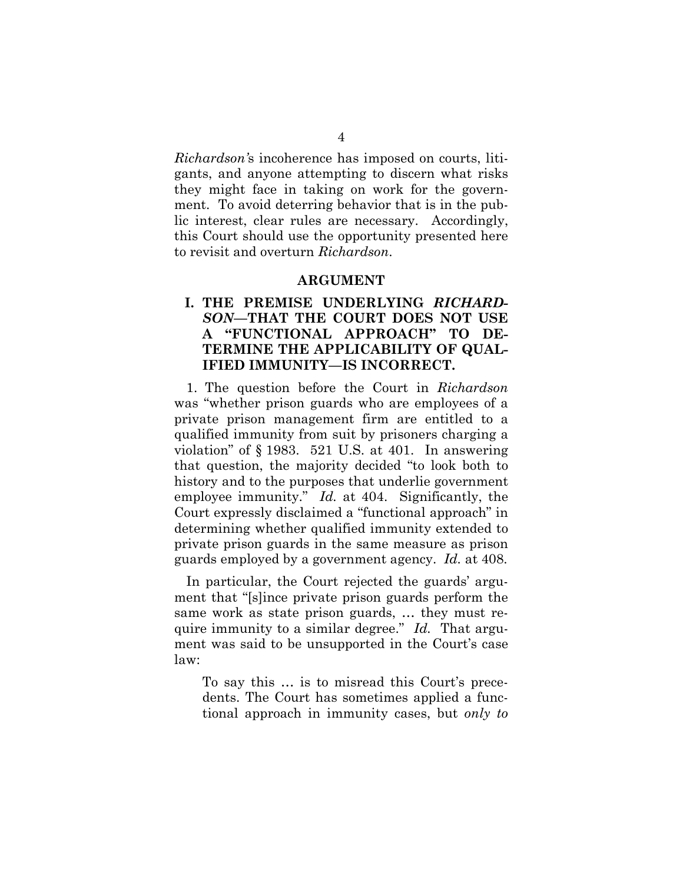*Richardson's* incoherence has imposed on courts, litigants, and anyone attempting to discern what risks they might face in taking on work for the government. To avoid deterring behavior that is in the public interest, clear rules are necessary. Accordingly, this Court should use the opportunity presented here to revisit and overturn *Richardson*.

## ARGUMENT

### I. THE PREMISE UNDERLYING *RICHARDSON*—THAT THE COURT DOES NOT USE A "FUNCTIONAL APPROACH" TO DETERMINE THE APPLICABILITY OF QUALIFIED IMMUNITY—IS INCORRECT.

1. The question before the Court in *Richardson* was "whether prison guards who are employees of a private prison management firm are entitled to a qualified immunity from suit by prisoners charging a violation" of § 1983. 521 U.S. at 401. In answering that question, the majority decided "to look both to history and to the purposes that underlie government employee immunity." *Id.* at 404. Significantly, the Court expressly disclaimed a "functional approach" in determining whether qualified immunity extended to private prison guards in the same measure as prison guards employed by a government agency. *Id.* at 408.

In particular, the Court rejected the guards' argument that "[s]ince private prison guards perform the same work as state prison guards, … they must require immunity to a similar degree." *Id.* That argument was said to be unsupported in the Court's case law:

> To say this … is to misread this Court's precedents. The Court has sometimes applied a functional approach in immunity cases, but *only to*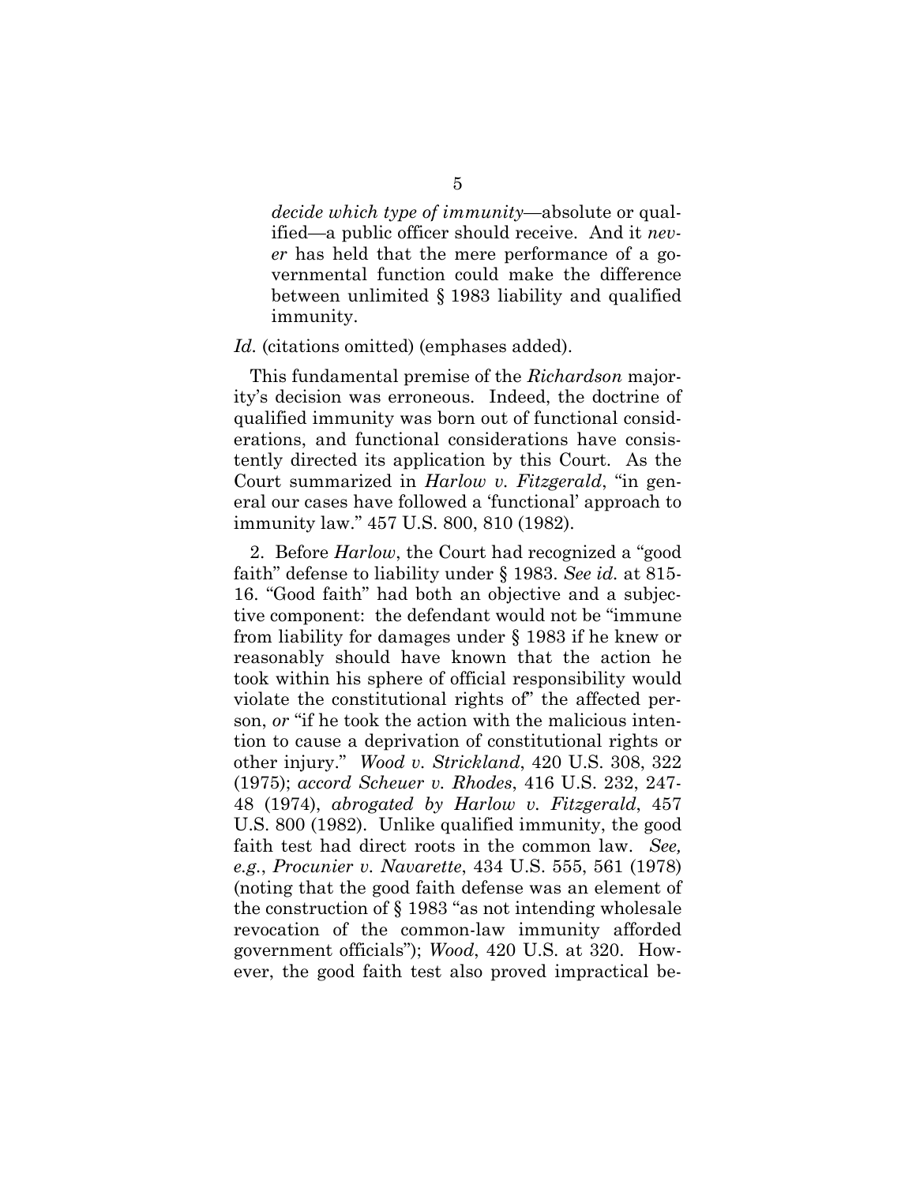> *decide which type of immunity*—absolute or qualified—a public officer should receive. And it *never* has held that the mere performance of a governmental function could make the difference between unlimited § 1983 liability and qualified immunity.

*Id.* (citations omitted) (emphases added).

This fundamental premise of the *Richardson* majority's decision was erroneous. Indeed, the doctrine of qualified immunity was born out of functional considerations, and functional considerations have consistently directed its application by this Court. As the Court summarized in *Harlow v. Fitzgerald*, "in general our cases have followed a 'functional' approach to immunity law." 457 U.S. 800, 810 (1982).

2. Before *Harlow*, the Court had recognized a "good faith" defense to liability under § 1983. *See id.* at 815-16. "Good faith" had both an objective and a subjective component: the defendant would not be "immune from liability for damages under § 1983 if he knew or reasonably should have known that the action he took within his sphere of official responsibility would violate the constitutional rights of" the affected person, *or* "if he took the action with the malicious intention to cause a deprivation of constitutional rights or other injury." *Wood v. Strickland*, 420 U.S. 308, 322 (1975); *accord Scheuer v. Rhodes*, 416 U.S. 232, 247-48 (1974), *abrogated by Harlow v. Fitzgerald*, 457 U.S. 800 (1982). Unlike qualified immunity, the good faith test had direct roots in the common law. *See, e.g.*, *Procunier v. Navarette*, 434 U.S. 555, 561 (1978) (noting that the good faith defense was an element of the construction of § 1983 "as not intending wholesale revocation of the common-law immunity afforded government officials"); *Wood*, 420 U.S. at 320. However, the good faith test also proved impractical be-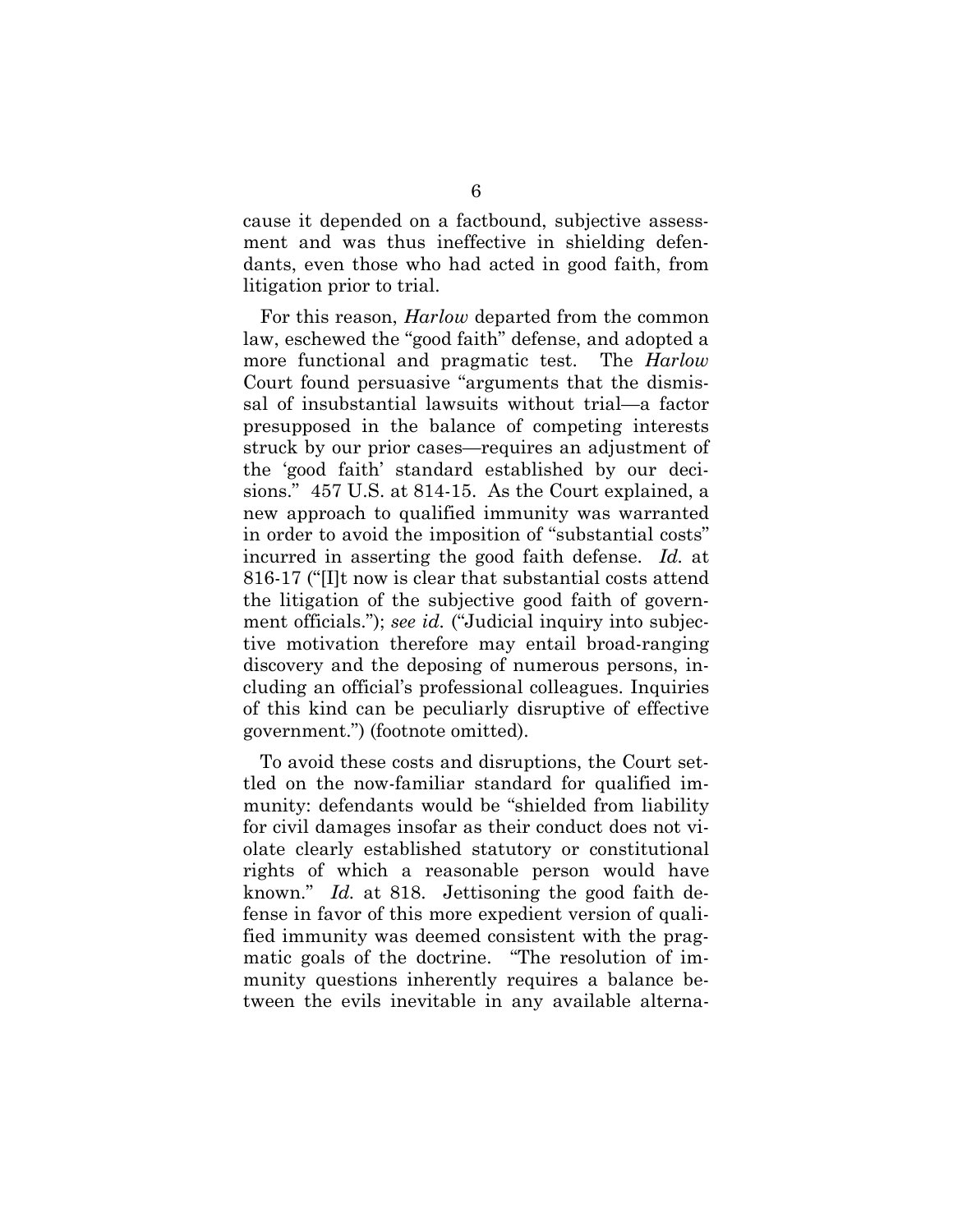cause it depended on a factbound, subjective assessment and was thus ineffective in shielding defendants, even those who had acted in good faith, from litigation prior to trial.

For this reason, *Harlow* departed from the common law, eschewed the "good faith" defense, and adopted a more functional and pragmatic test. The *Harlow* Court found persuasive "arguments that the dismissal of insubstantial lawsuits without trial—a factor presupposed in the balance of competing interests struck by our prior cases—requires an adjustment of the 'good faith' standard established by our decisions." 457 U.S. at 814-15. As the Court explained, a new approach to qualified immunity was warranted in order to avoid the imposition of "substantial costs" incurred in asserting the good faith defense. *Id.* at 816-17 ("[I]t now is clear that substantial costs attend the litigation of the subjective good faith of government officials."); *see id.* ("Judicial inquiry into subjective motivation therefore may entail broad-ranging discovery and the deposing of numerous persons, including an official's professional colleagues. Inquiries of this kind can be peculiarly disruptive of effective government.") (footnote omitted).

To avoid these costs and disruptions, the Court settled on the now-familiar standard for qualified immunity: defendants would be "shielded from liability for civil damages insofar as their conduct does not violate clearly established statutory or constitutional rights of which a reasonable person would have known." *Id.* at 818. Jettisoning the good faith defense in favor of this more expedient version of qualified immunity was deemed consistent with the pragmatic goals of the doctrine. "The resolution of immunity questions inherently requires a balance between the evils inevitable in any available alterna-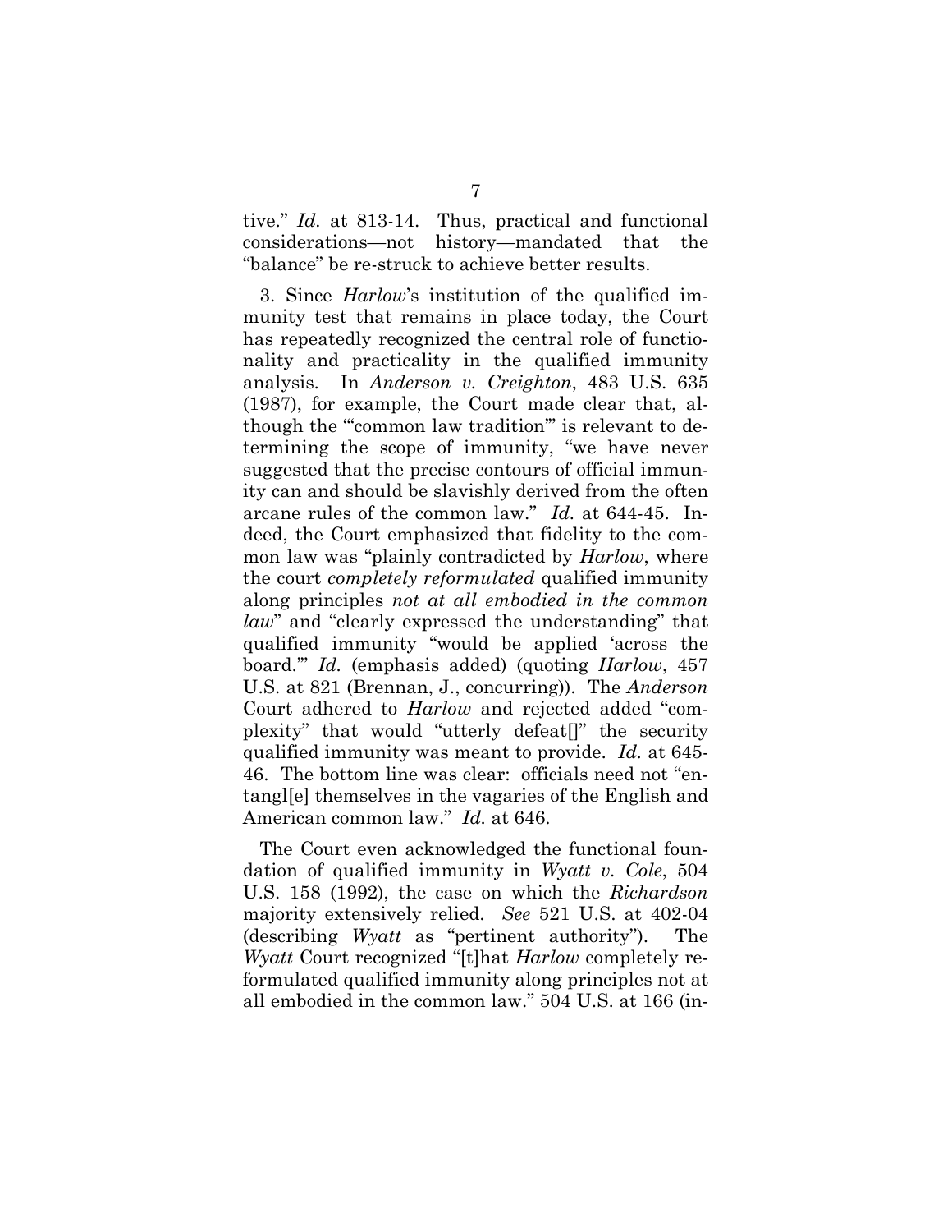tive." *Id.* at 813-14. Thus, practical and functional considerations—not history—mandated that the "balance" be re-struck to achieve better results.

3. Since *Harlow*'s institution of the qualified immunity test that remains in place today, the Court has repeatedly recognized the central role of functionality and practicality in the qualified immunity analysis. In *Anderson v. Creighton*, 483 U.S. 635 (1987), for example, the Court made clear that, although the "'common law tradition'" is relevant to determining the scope of immunity, "we have never suggested that the precise contours of official immunity can and should be slavishly derived from the often arcane rules of the common law." *Id.* at 644-45. Indeed, the Court emphasized that fidelity to the common law was "plainly contradicted by *Harlow*, where the court *completely reformulated* qualified immunity along principles *not at all embodied in the common law*" and "clearly expressed the understanding" that qualified immunity "would be applied 'across the board.'" *Id.* (emphasis added) (quoting *Harlow*, 457 U.S. at 821 (Brennan, J., concurring)). The *Anderson* Court adhered to *Harlow* and rejected added "complexity" that would "utterly defeat[]" the security qualified immunity was meant to provide. *Id.* at 645-46. The bottom line was clear: officials need not "entangl[e] themselves in the vagaries of the English and American common law." *Id.* at 646.

The Court even acknowledged the functional foundation of qualified immunity in *Wyatt v. Cole*, 504 U.S. 158 (1992), the case on which the *Richardson* majority extensively relied. *See* 521 U.S. at 402-04 (describing *Wyatt* as "pertinent authority"). The *Wyatt* Court recognized "[t]hat *Harlow* completely reformulated qualified immunity along principles not at all embodied in the common law." 504 U.S. at 166 (in-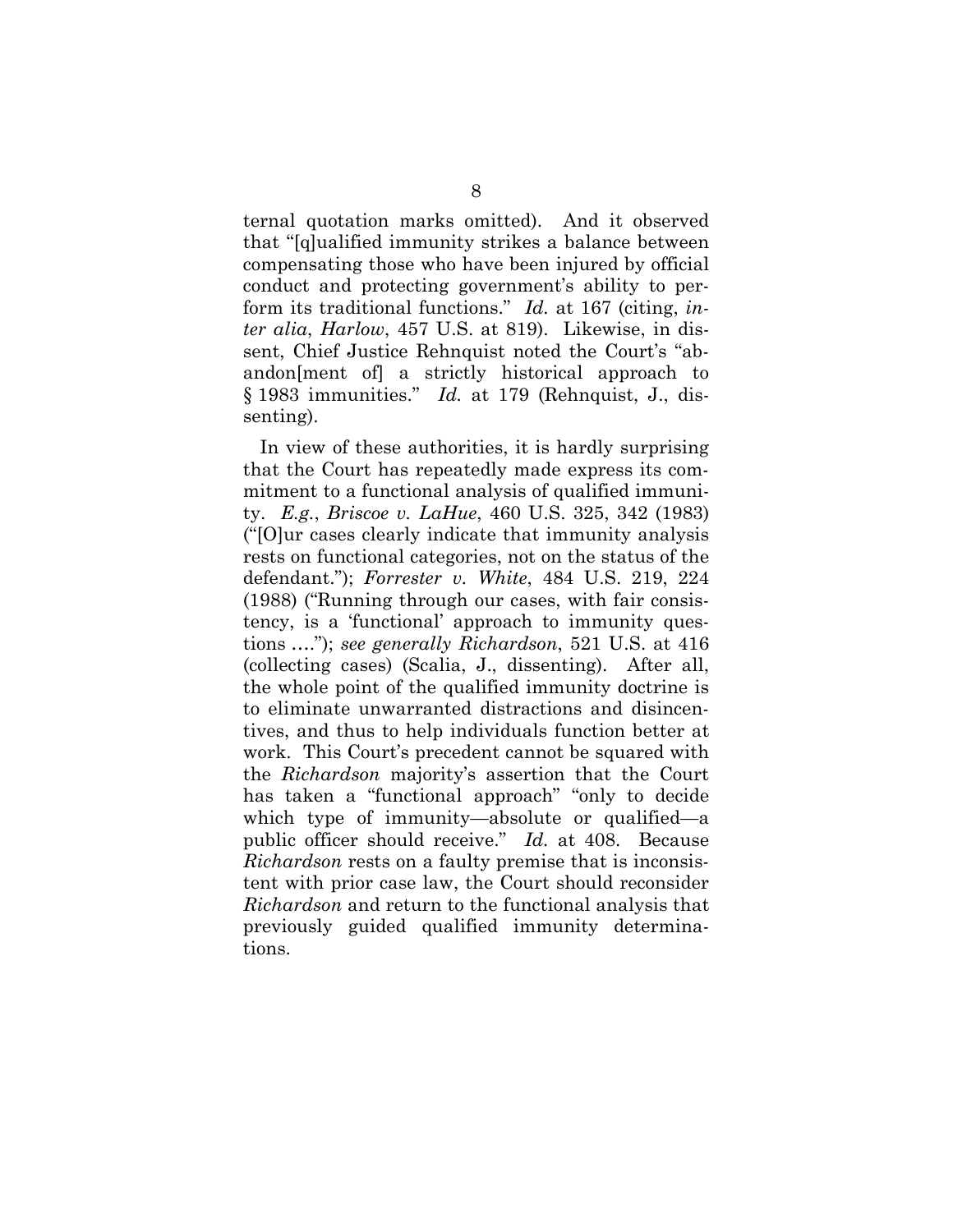ternal quotation marks omitted). And it observed that "[q]ualified immunity strikes a balance between compensating those who have been injured by official conduct and protecting government's ability to perform its traditional functions." *Id.* at 167 (citing, *inter alia*, *Harlow*, 457 U.S. at 819). Likewise, in dissent, Chief Justice Rehnquist noted the Court's "abandon[ment of] a strictly historical approach to § 1983 immunities." *Id.* at 179 (Rehnquist, J., dissenting).

In view of these authorities, it is hardly surprising that the Court has repeatedly made express its commitment to a functional analysis of qualified immunity. *E.g.*, *Briscoe v. LaHue*, 460 U.S. 325, 342 (1983) ("[O]ur cases clearly indicate that immunity analysis rests on functional categories, not on the status of the defendant."); *Forrester v. White*, 484 U.S. 219, 224 (1988) ("Running through our cases, with fair consistency, is a 'functional' approach to immunity questions ...."); *see generally Richardson*, 521 U.S. at 416 (collecting cases) (Scalia, J., dissenting). After all, the whole point of the qualified immunity doctrine is to eliminate unwarranted distractions and disincentives, and thus to help individuals function better at work. This Court's precedent cannot be squared with the *Richardson* majority's assertion that the Court has taken a "functional approach" "only to decide which type of immunity—absolute or qualified—a public officer should receive." *Id.* at 408. Because *Richardson* rests on a faulty premise that is inconsistent with prior case law, the Court should reconsider *Richardson* and return to the functional analysis that previously guided qualified immunity determinations.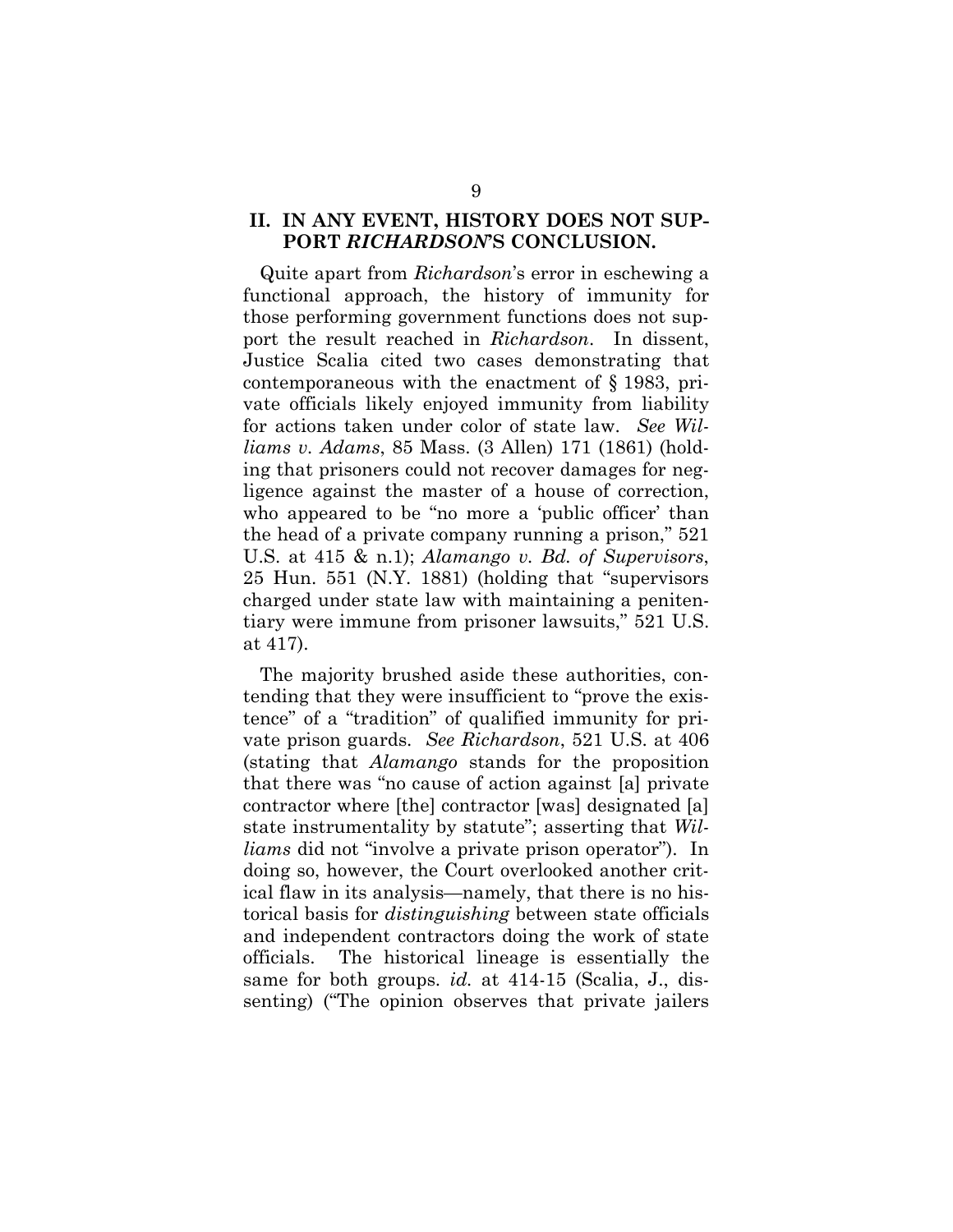## II. IN ANY EVENT, HISTORY DOES NOT SUPPORT *RICHARDSON*'S CONCLUSION.

Quite apart from *Richardson*'s error in eschewing a functional approach, the history of immunity for those performing government functions does not support the result reached in *Richardson*. In dissent, Justice Scalia cited two cases demonstrating that contemporaneous with the enactment of § 1983, private officials likely enjoyed immunity from liability for actions taken under color of state law. *See Williams v. Adams*, 85 Mass. (3 Allen) 171 (1861) (holding that prisoners could not recover damages for negligence against the master of a house of correction, who appeared to be "no more a 'public officer' than the head of a private company running a prison," 521 U.S. at 415 & n.1); *Alamango v. Bd. of Supervisors*, 25 Hun. 551 (N.Y. 1881) (holding that "supervisors charged under state law with maintaining a penitentiary were immune from prisoner lawsuits," 521 U.S. at 417).

The majority brushed aside these authorities, contending that they were insufficient to "prove the existence" of a "tradition" of qualified immunity for private prison guards. *See Richardson*, 521 U.S. at 406 (stating that *Alamango* stands for the proposition that there was "no cause of action against [a] private contractor where [the] contractor [was] designated [a] state instrumentality by statute"; asserting that *Williams* did not "involve a private prison operator"). In doing so, however, the Court overlooked another critical flaw in its analysis—namely, that there is no historical basis for *distinguishing* between state officials and independent contractors doing the work of state officials. The historical lineage is essentially the same for both groups. *id.* at 414-15 (Scalia, J., dissenting) ("The opinion observes that private jailers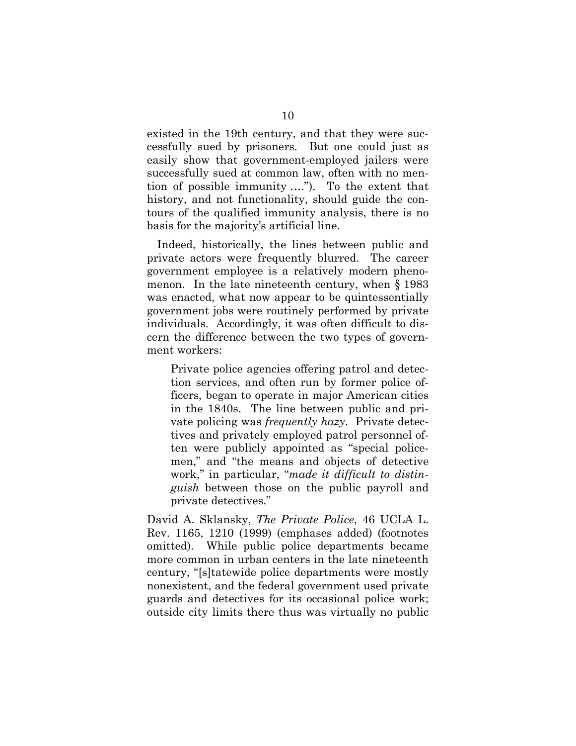existed in the 19th century, and that they were successfully sued by prisoners. But one could just as easily show that government-employed jailers were successfully sued at common law, often with no mention of possible immunity ...."). To the extent that history, and not functionality, should guide the contours of the qualified immunity analysis, there is no basis for the majority's artificial line.

Indeed, historically, the lines between public and private actors were frequently blurred. The career government employee is a relatively modern phenomenon. In the late nineteenth century, when § 1983 was enacted, what now appear to be quintessentially government jobs were routinely performed by private individuals. Accordingly, it was often difficult to discern the difference between the two types of government workers:

> Private police agencies offering patrol and detection services, and often run by former police officers, began to operate in major American cities in the 1840s. The line between public and private policing was *frequently hazy*. Private detectives and privately employed patrol personnel often were publicly appointed as "special policemen," and "the means and objects of detective work," in particular, "*made it difficult to distinguish* between those on the public payroll and private detectives."

David A. Sklansky, *The Private Police*, 46 UCLA L. Rev. 1165, 1210 (1999) (emphases added) (footnotes omitted). While public police departments became more common in urban centers in the late nineteenth century, "[s]tatewide police departments were mostly nonexistent, and the federal government used private guards and detectives for its occasional police work; outside city limits there thus was virtually no public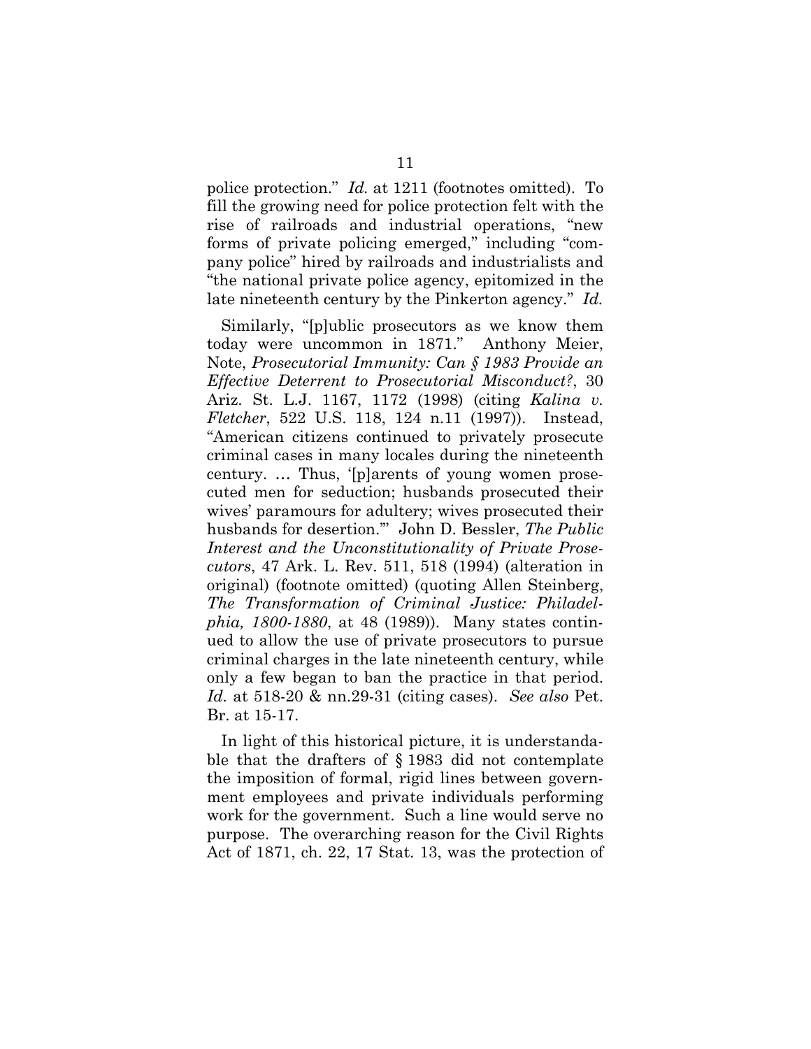police protection." *Id.* at 1211 (footnotes omitted). To fill the growing need for police protection felt with the rise of railroads and industrial operations, "new forms of private policing emerged," including "company police" hired by railroads and industrialists and "the national private police agency, epitomized in the late nineteenth century by the Pinkerton agency." *Id.*

Similarly, "[p]ublic prosecutors as we know them today were uncommon in 1871." Anthony Meier, Note, *Prosecutorial Immunity: Can § 1983 Provide an Effective Deterrent to Prosecutorial Misconduct?*, 30 Ariz. St. L.J. 1167, 1172 (1998) (citing *Kalina v. Fletcher*, 522 U.S. 118, 124 n.11 (1997)). Instead, "American citizens continued to privately prosecute criminal cases in many locales during the nineteenth century. … Thus, '[p]arents of young women prosecuted men for seduction; husbands prosecuted their wives' paramours for adultery; wives prosecuted their husbands for desertion.'" John D. Bessler, *The Public Interest and the Unconstitutionality of Private Prosecutors*, 47 Ark. L. Rev. 511, 518 (1994) (alteration in original) (footnote omitted) (quoting Allen Steinberg, *The Transformation of Criminal Justice: Philadelphia, 1800-1880*, at 48 (1989)). Many states continued to allow the use of private prosecutors to pursue criminal charges in the late nineteenth century, while only a few began to ban the practice in that period. *Id.* at 518-20 & nn.29-31 (citing cases). *See also* Pet. Br. at 15-17.

In light of this historical picture, it is understandable that the drafters of § 1983 did not contemplate the imposition of formal, rigid lines between government employees and private individuals performing work for the government. Such a line would serve no purpose. The overarching reason for the Civil Rights Act of 1871, ch. 22, 17 Stat. 13, was the protection of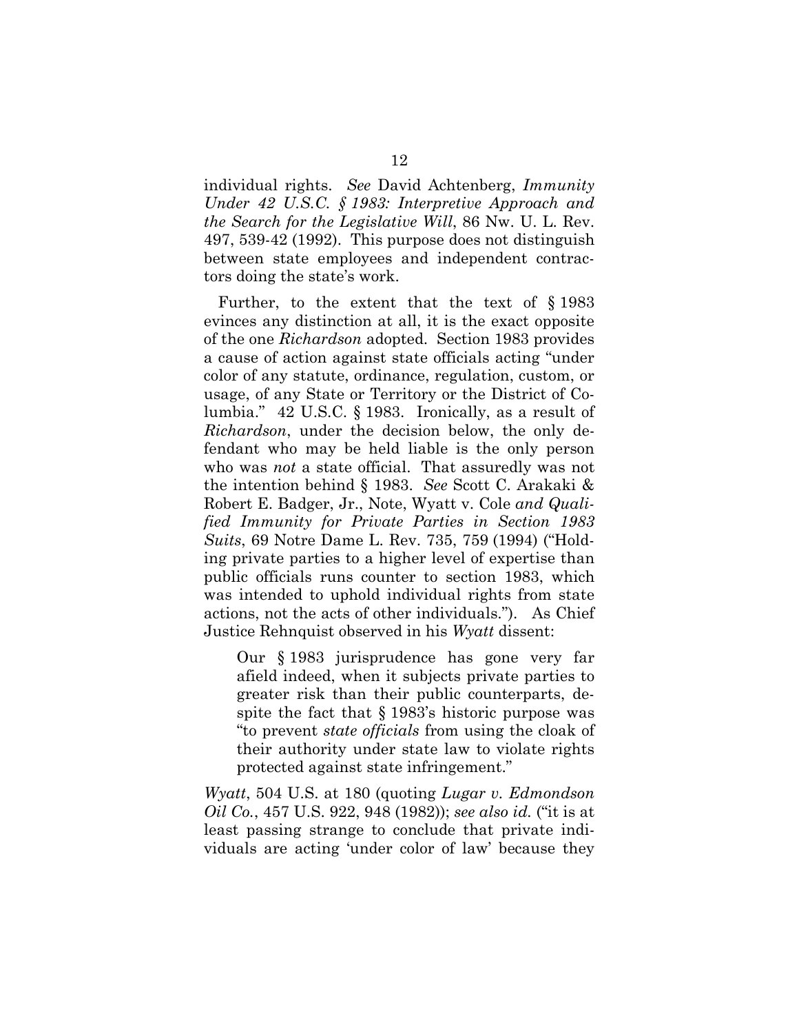individual rights. *See* David Achtenberg, *Immunity Under 42 U.S.C. § 1983: Interpretive Approach and the Search for the Legislative Will*, 86 Nw. U. L. Rev. 497, 539-42 (1992). This purpose does not distinguish between state employees and independent contractors doing the state's work.

Further, to the extent that the text of § 1983 evinces any distinction at all, it is the exact opposite of the one *Richardson* adopted. Section 1983 provides a cause of action against state officials acting "under color of any statute, ordinance, regulation, custom, or usage, of any State or Territory or the District of Columbia." 42 U.S.C. § 1983. Ironically, as a result of *Richardson*, under the decision below, the only defendant who may be held liable is the only person who was *not* a state official. That assuredly was not the intention behind § 1983. *See* Scott C. Arakaki & Robert E. Badger, Jr., Note, Wyatt v. Cole *and Qualified Immunity for Private Parties in Section 1983 Suits*, 69 Notre Dame L. Rev. 735, 759 (1994) ("Holding private parties to a higher level of expertise than public officials runs counter to section 1983, which was intended to uphold individual rights from state actions, not the acts of other individuals."). As Chief Justice Rehnquist observed in his *Wyatt* dissent:

> Our § 1983 jurisprudence has gone very far afield indeed, when it subjects private parties to greater risk than their public counterparts, despite the fact that § 1983's historic purpose was "to prevent *state officials* from using the cloak of their authority under state law to violate rights protected against state infringement."

*Wyatt*, 504 U.S. at 180 (quoting *Lugar v. Edmondson Oil Co.*, 457 U.S. 922, 948 (1982)); *see also id.* ("it is at least passing strange to conclude that private individuals are acting 'under color of law' because they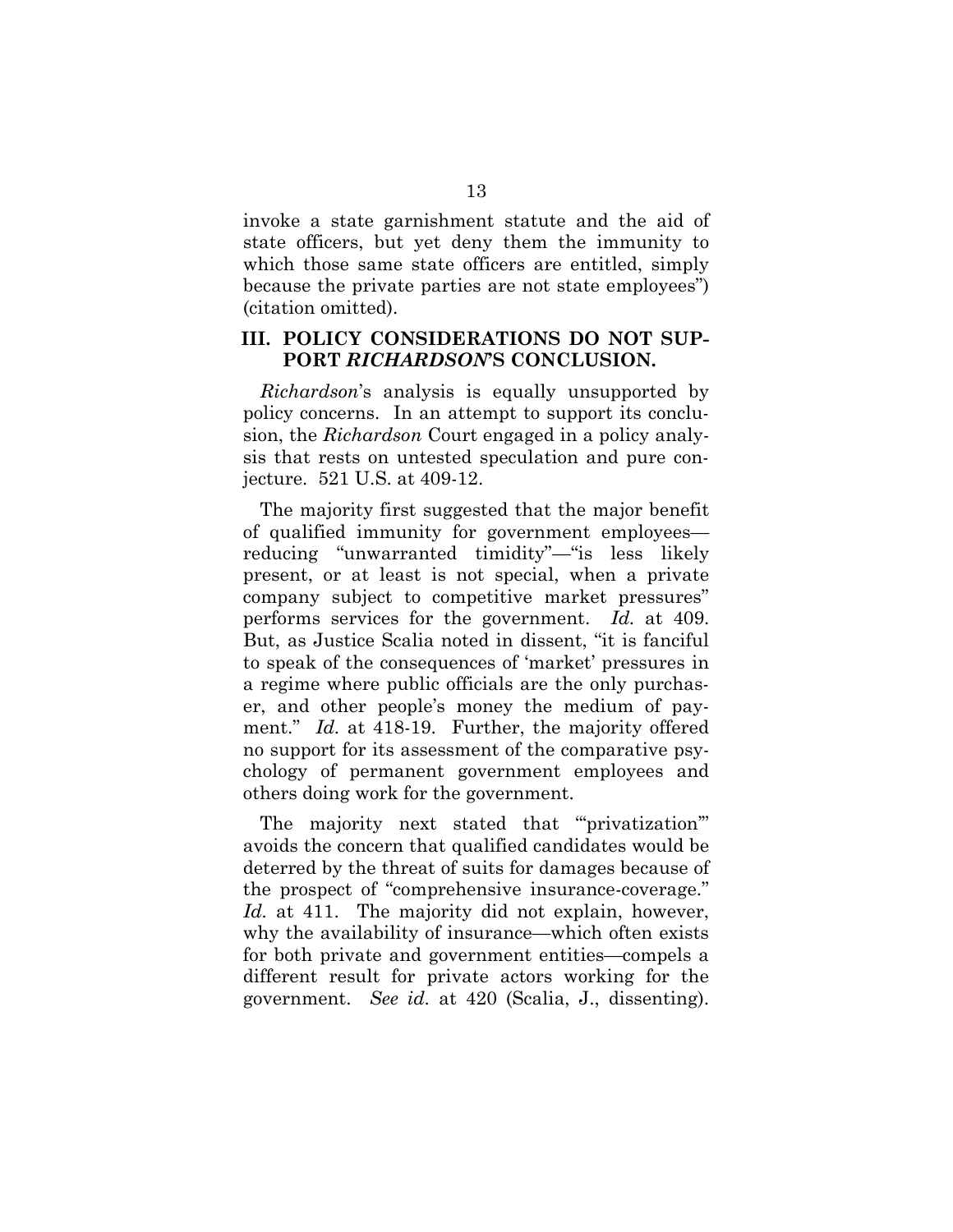invoke a state garnishment statute and the aid of state officers, but yet deny them the immunity to which those same state officers are entitled, simply because the private parties are not state employees") (citation omitted).

## III. POLICY CONSIDERATIONS DO NOT SUPPORT *RICHARDSON*'S CONCLUSION.

*Richardson*'s analysis is equally unsupported by policy concerns. In an attempt to support its conclusion, the *Richardson* Court engaged in a policy analysis that rests on untested speculation and pure conjecture. 521 U.S. at 409-12.

The majority first suggested that the major benefit of qualified immunity for government employees—reducing "unwarranted timidity"—"is less likely present, or at least is not special, when a private company subject to competitive market pressures" performs services for the government. *Id.* at 409. But, as Justice Scalia noted in dissent, "it is fanciful to speak of the consequences of 'market' pressures in a regime where public officials are the only purchaser, and other people's money the medium of payment." *Id.* at 418-19. Further, the majority offered no support for its assessment of the comparative psychology of permanent government employees and others doing work for the government.

The majority next stated that "'privatization'" avoids the concern that qualified candidates would be deterred by the threat of suits for damages because of the prospect of "comprehensive insurance-coverage." *Id.* at 411. The majority did not explain, however, why the availability of insurance—which often exists for both private and government entities—compels a different result for private actors working for the government. *See id.* at 420 (Scalia, J., dissenting).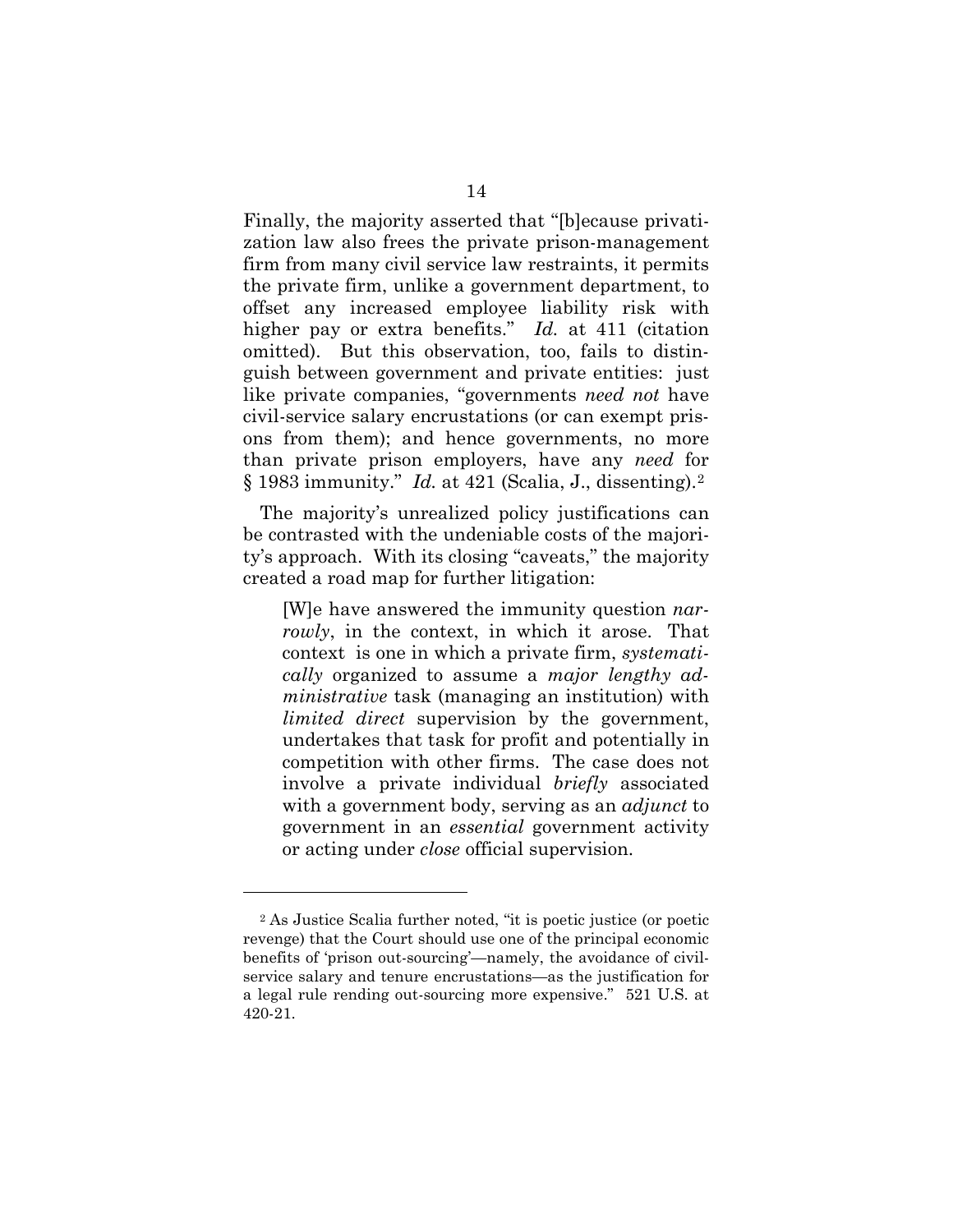Finally, the majority asserted that "[b]ecause privatization law also frees the private prison-management firm from many civil service law restraints, it permits the private firm, unlike a government department, to offset any increased employee liability risk with higher pay or extra benefits." *Id.* at 411 (citation omitted). But this observation, too, fails to distinguish between government and private entities: just like private companies, "governments *need not* have civil-service salary encrustations (or can exempt prisons from them); and hence governments, no more than private prison employers, have any *need* for § 1983 immunity." *Id.* at 421 (Scalia, J., dissenting).[2]

The majority's unrealized policy justifications can be contrasted with the undeniable costs of the majority's approach. With its closing "caveats," the majority created a road map for further litigation:

> [W]e have answered the immunity question *narrowly*, in the context, in which it arose. That context is one in which a private firm, *systematically* organized to assume a *major lengthy administrative* task (managing an institution) with *limited direct* supervision by the government, undertakes that task for profit and potentially in competition with other firms. The case does not involve a private individual *briefly* associated with a government body, serving as an *adjunct* to government in an *essential* government activity or acting under *close* official supervision.

---

[2] As Justice Scalia further noted, "it is poetic justice (or poetic revenge) that the Court should use one of the principal economic benefits of 'prison out-sourcing'—namely, the avoidance of civil-service salary and tenure encrustations—as the justification for a legal rule rending out-sourcing more expensive." 521 U.S. at 420-21.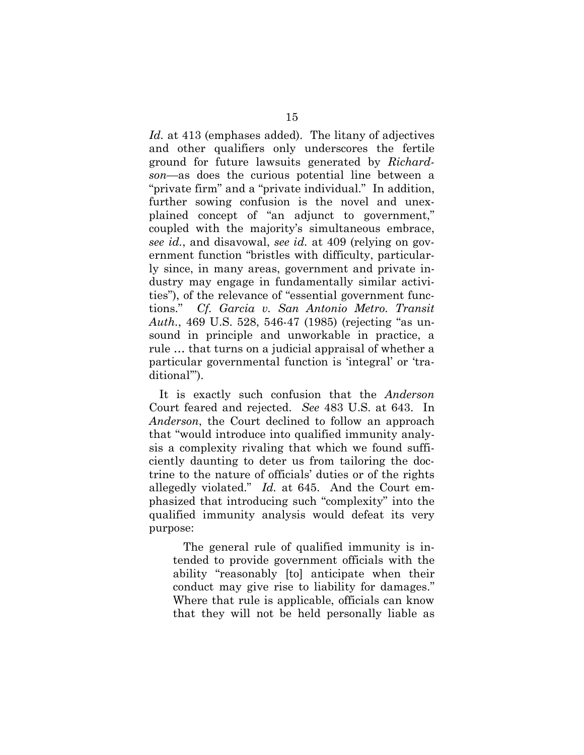*Id.* at 413 (emphases added). The litany of adjectives and other qualifiers only underscores the fertile ground for future lawsuits generated by *Richardson*—as does the curious potential line between a "private firm" and a "private individual." In addition, further sowing confusion is the novel and unexplained concept of "an adjunct to government," coupled with the majority's simultaneous embrace, *see id.*, and disavowal, *see id.* at 409 (relying on government function "bristles with difficulty, particularly since, in many areas, government and private industry may engage in fundamentally similar activities"), of the relevance of "essential government functions." *Cf. Garcia v. San Antonio Metro. Transit Auth.*, 469 U.S. 528, 546-47 (1985) (rejecting "as unsound in principle and unworkable in practice, a rule … that turns on a judicial appraisal of whether a particular governmental function is 'integral' or 'traditional'").

It is exactly such confusion that the *Anderson* Court feared and rejected. *See* 483 U.S. at 643. In *Anderson*, the Court declined to follow an approach that "would introduce into qualified immunity analysis a complexity rivaling that which we found sufficiently daunting to deter us from tailoring the doctrine to the nature of officials' duties or of the rights allegedly violated." *Id.* at 645. And the Court emphasized that introducing such "complexity" into the qualified immunity analysis would defeat its very purpose:

> The general rule of qualified immunity is intended to provide government officials with the ability "reasonably [to] anticipate when their conduct may give rise to liability for damages." Where that rule is applicable, officials can know that they will not be held personally liable as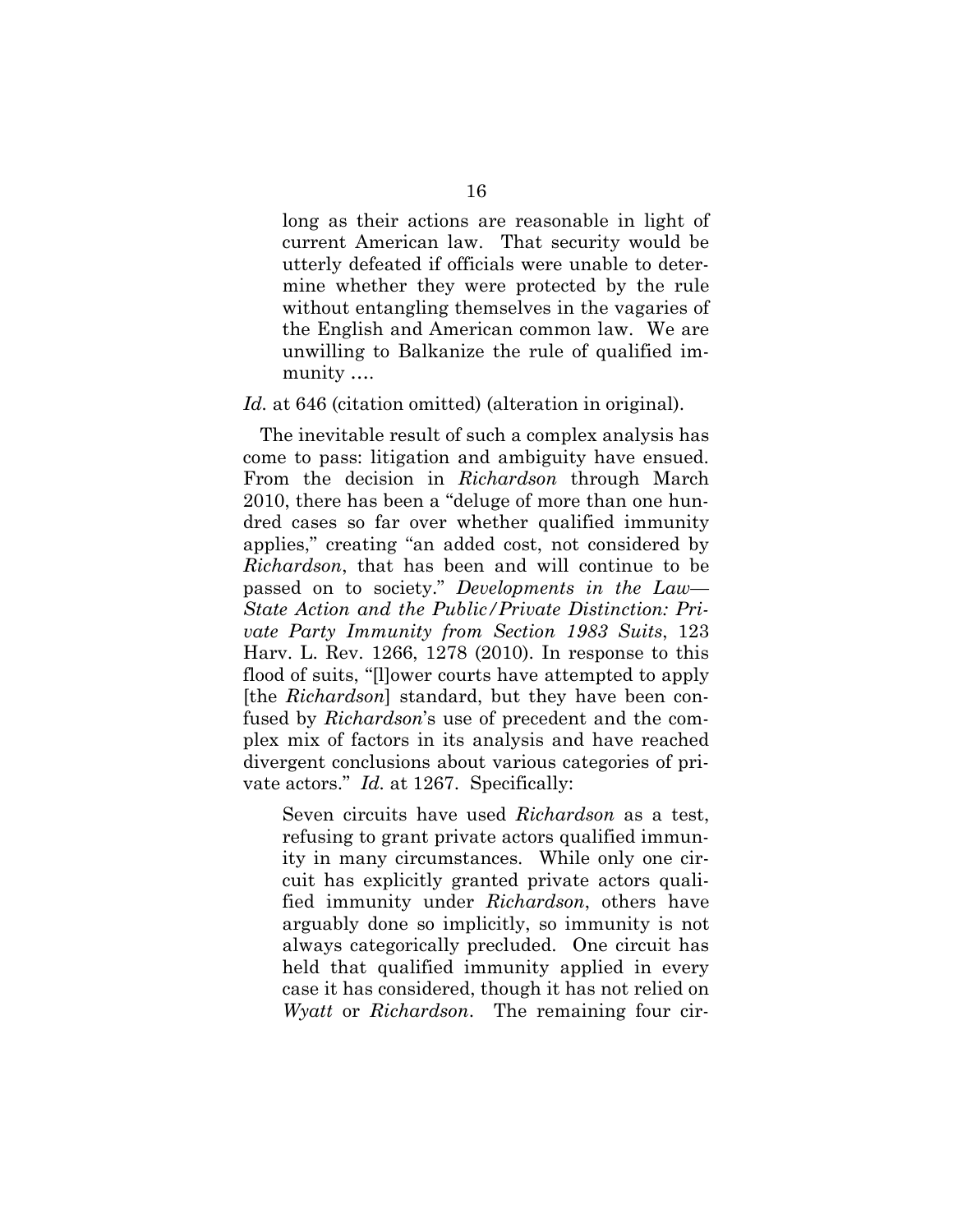> long as their actions are reasonable in light of current American law. That security would be utterly defeated if officials were unable to determine whether they were protected by the rule without entangling themselves in the vagaries of the English and American common law. We are unwilling to Balkanize the rule of qualified immunity ….

*Id.* at 646 (citation omitted) (alteration in original).

The inevitable result of such a complex analysis has come to pass: litigation and ambiguity have ensued. From the decision in *Richardson* through March 2010, there has been a "deluge of more than one hundred cases so far over whether qualified immunity applies," creating "an added cost, not considered by *Richardson*, that has been and will continue to be passed on to society." *Developments in the Law—State Action and the Public/Private Distinction: Private Party Immunity from Section 1983 Suits*, 123 Harv. L. Rev. 1266, 1278 (2010). In response to this flood of suits, "[l]ower courts have attempted to apply [the *Richardson*] standard, but they have been confused by *Richardson*'s use of precedent and the complex mix of factors in its analysis and have reached divergent conclusions about various categories of private actors." *Id.* at 1267. Specifically:

> Seven circuits have used *Richardson* as a test, refusing to grant private actors qualified immunity in many circumstances. While only one circuit has explicitly granted private actors qualified immunity under *Richardson*, others have arguably done so implicitly, so immunity is not always categorically precluded. One circuit has held that qualified immunity applied in every case it has considered, though it has not relied on *Wyatt* or *Richardson*. The remaining four cir-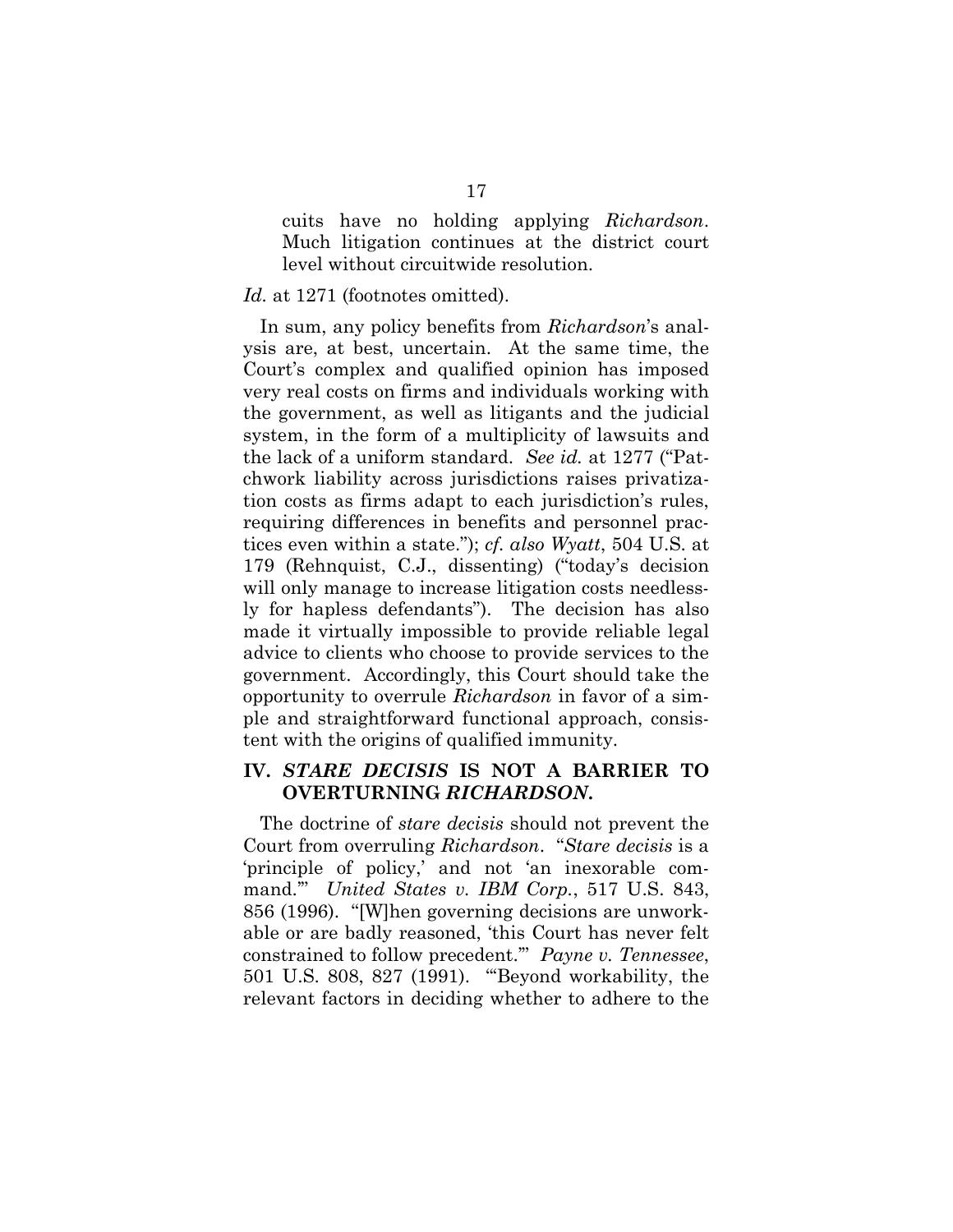cuits have no holding applying *Richardson*. Much litigation continues at the district court level without circuitwide resolution.

*Id.* at 1271 (footnotes omitted).

In sum, any policy benefits from *Richardson*'s analysis are, at best, uncertain. At the same time, the Court's complex and qualified opinion has imposed very real costs on firms and individuals working with the government, as well as litigants and the judicial system, in the form of a multiplicity of lawsuits and the lack of a uniform standard. *See id.* at 1277 ("Patchwork liability across jurisdictions raises privatization costs as firms adapt to each jurisdiction's rules, requiring differences in benefits and personnel practices even within a state."); *cf. also Wyatt*, 504 U.S. at 179 (Rehnquist, C.J., dissenting) ("today's decision will only manage to increase litigation costs needlessly for hapless defendants"). The decision has also made it virtually impossible to provide reliable legal advice to clients who choose to provide services to the government. Accordingly, this Court should take the opportunity to overrule *Richardson* in favor of a simple and straightforward functional approach, consistent with the origins of qualified immunity.

## IV. *STARE DECISIS* IS NOT A BARRIER TO OVERTURNING *RICHARDSON*.

The doctrine of *stare decisis* should not prevent the Court from overruling *Richardson*. "*Stare decisis* is a 'principle of policy,' and not 'an inexorable command.'" *United States v. IBM Corp.*, 517 U.S. 843, 856 (1996). "[W]hen governing decisions are unworkable or are badly reasoned, 'this Court has never felt constrained to follow precedent.'" *Payne v. Tennessee*, 501 U.S. 808, 827 (1991). "'Beyond workability, the relevant factors in deciding whether to adhere to the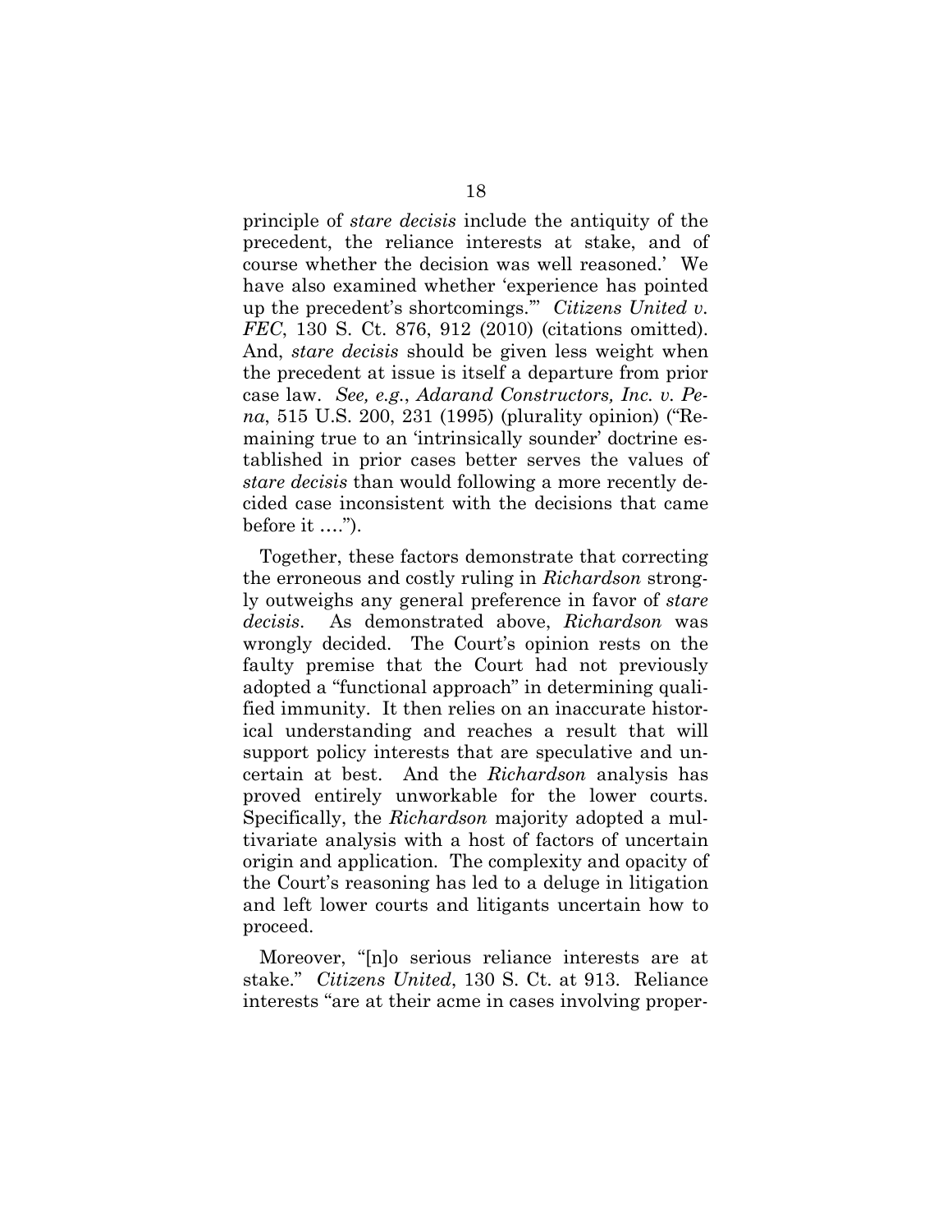principle of *stare decisis* include the antiquity of the precedent, the reliance interests at stake, and of course whether the decision was well reasoned.' We have also examined whether 'experience has pointed up the precedent's shortcomings.'" *Citizens United v. FEC*, 130 S. Ct. 876, 912 (2010) (citations omitted). And, *stare decisis* should be given less weight when the precedent at issue is itself a departure from prior case law. *See, e.g.*, *Adarand Constructors, Inc. v. Pena*, 515 U.S. 200, 231 (1995) (plurality opinion) ("Remaining true to an 'intrinsically sounder' doctrine established in prior cases better serves the values of *stare decisis* than would following a more recently decided case inconsistent with the decisions that came before it ….").

Together, these factors demonstrate that correcting the erroneous and costly ruling in *Richardson* strongly outweighs any general preference in favor of *stare decisis*. As demonstrated above, *Richardson* was wrongly decided. The Court's opinion rests on the faulty premise that the Court had not previously adopted a "functional approach" in determining qualified immunity. It then relies on an inaccurate historical understanding and reaches a result that will support policy interests that are speculative and uncertain at best. And the *Richardson* analysis has proved entirely unworkable for the lower courts. Specifically, the *Richardson* majority adopted a multivariate analysis with a host of factors of uncertain origin and application. The complexity and opacity of the Court's reasoning has led to a deluge in litigation and left lower courts and litigants uncertain how to proceed.

Moreover, "[n]o serious reliance interests are at stake." *Citizens United*, 130 S. Ct. at 913. Reliance interests "are at their acme in cases involving proper-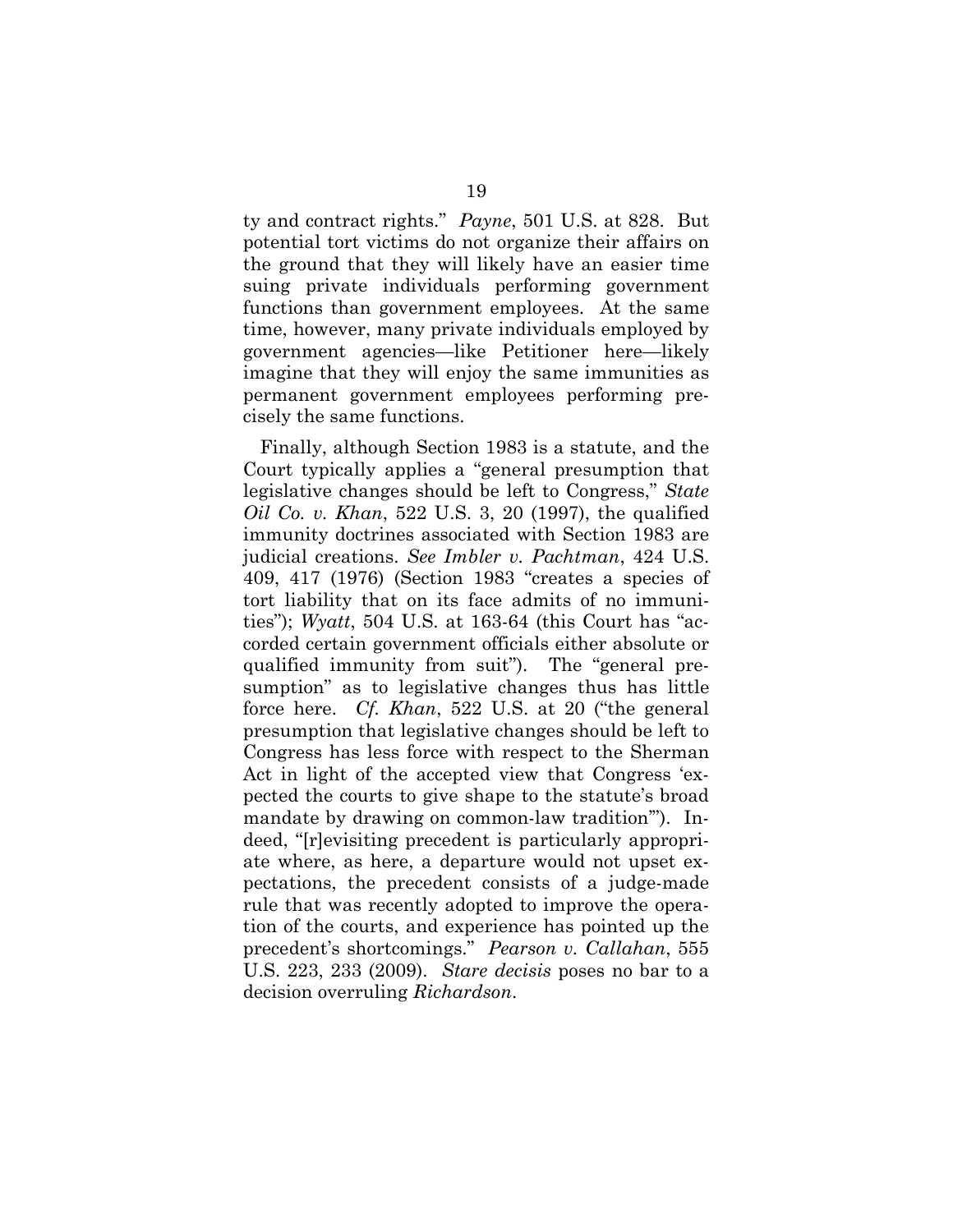ty and contract rights." *Payne*, 501 U.S. at 828. But potential tort victims do not organize their affairs on the ground that they will likely have an easier time suing private individuals performing government functions than government employees. At the same time, however, many private individuals employed by government agencies—like Petitioner here—likely imagine that they will enjoy the same immunities as permanent government employees performing precisely the same functions.

Finally, although Section 1983 is a statute, and the Court typically applies a "general presumption that legislative changes should be left to Congress," *State Oil Co. v. Khan*, 522 U.S. 3, 20 (1997), the qualified immunity doctrines associated with Section 1983 are judicial creations. *See Imbler v. Pachtman*, 424 U.S. 409, 417 (1976) (Section 1983 "creates a species of tort liability that on its face admits of no immunities"); *Wyatt*, 504 U.S. at 163-64 (this Court has "accorded certain government officials either absolute or qualified immunity from suit"). The "general presumption" as to legislative changes thus has little force here. *Cf. Khan*, 522 U.S. at 20 ("the general presumption that legislative changes should be left to Congress has less force with respect to the Sherman Act in light of the accepted view that Congress 'expected the courts to give shape to the statute's broad mandate by drawing on common-law tradition'"). Indeed, "[r]evisiting precedent is particularly appropriate where, as here, a departure would not upset expectations, the precedent consists of a judge-made rule that was recently adopted to improve the operation of the courts, and experience has pointed up the precedent's shortcomings." *Pearson v. Callahan*, 555 U.S. 223, 233 (2009). *Stare decisis* poses no bar to a decision overruling *Richardson*.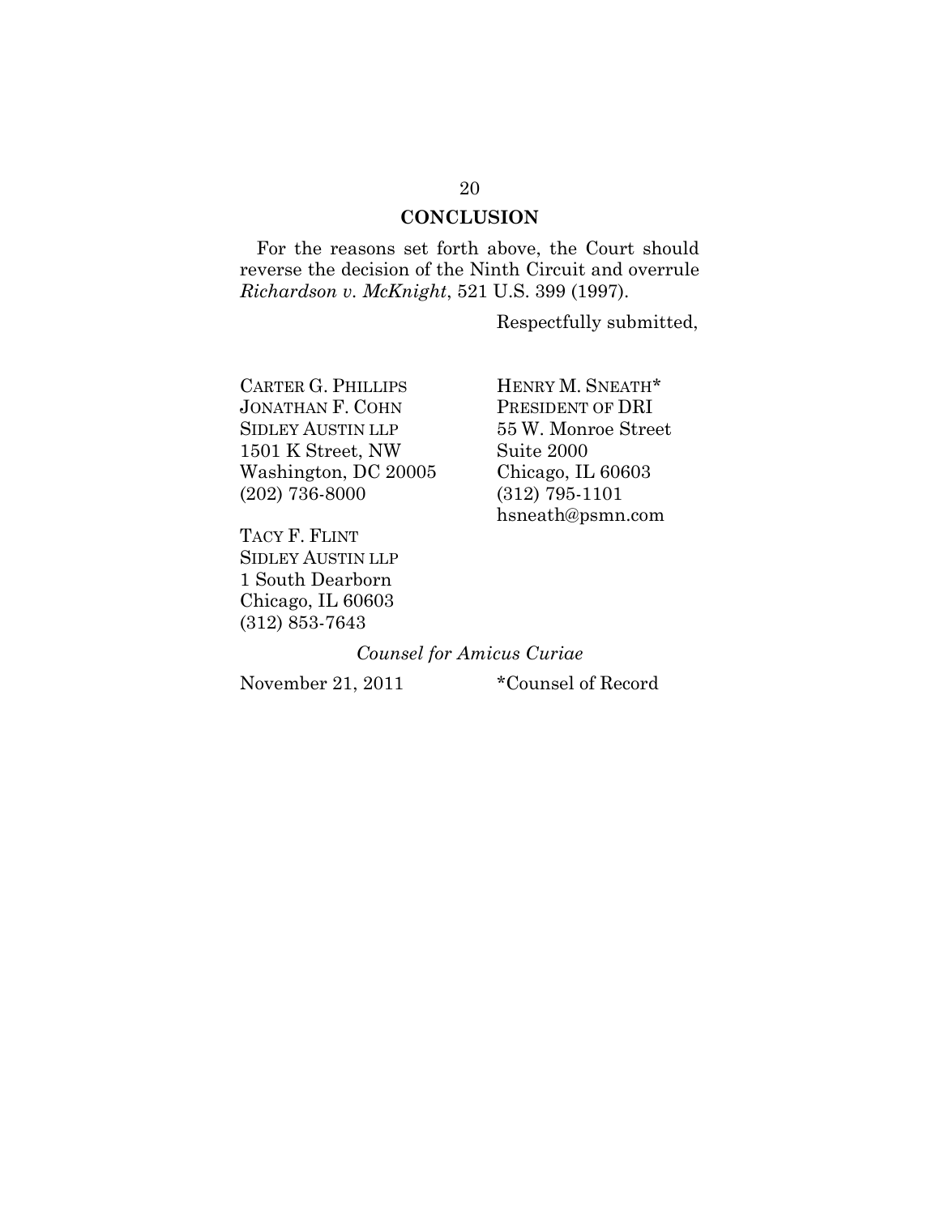## CONCLUSION

For the reasons set forth above, the Court should reverse the decision of the Ninth Circuit and overrule *Richardson v. McKnight*, 521 U.S. 399 (1997).

Respectfully submitted,

CARTER G. PHILLIPS
JONATHAN F. COHN
SIDLEY AUSTIN LLP
1501 K Street, NW
Washington, DC 20005
(202) 736-8000

TACY F. FLINT
SIDLEY AUSTIN LLP
1 South Dearborn
Chicago, IL 60603
(312) 853-7643

HENRY M. SNEATH*
PRESIDENT OF DRI
55 W. Monroe Street
Suite 2000
Chicago, IL 60603
(312) 795-1101
hsneath@psmn.com

*Counsel for Amicus Curiae*

November 21, 2011

*Counsel of Record